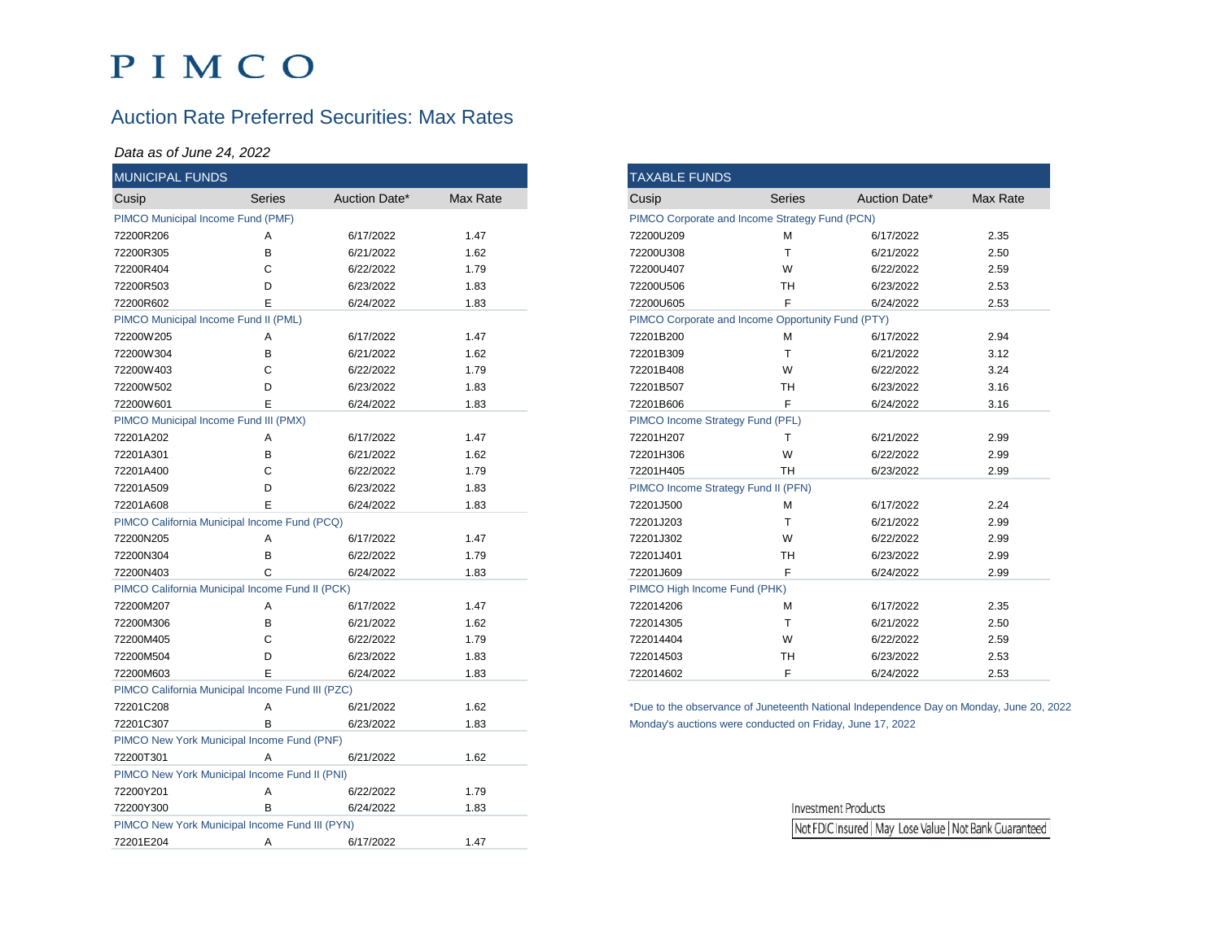# PIMCO

## Auction Rate Preferred Securities: Max Rates

*Data as of June 24, 2022*

### MUNICIPAL FUNDS

| Cusip | Series | Auction Date* | Max Rate |
|---|---|---|---|
| **PIMCO Municipal Income Fund (PMF)** | | | |
| 72200R206 | A | 6/17/2022 | 1.47 |
| 72200R305 | B | 6/21/2022 | 1.62 |
| 72200R404 | C | 6/22/2022 | 1.79 |
| 72200R503 | D | 6/23/2022 | 1.83 |
| 72200R602 | E | 6/24/2022 | 1.83 |
| **PIMCO Municipal Income Fund II (PML)** | | | |
| 72200W205 | A | 6/17/2022 | 1.47 |
| 72200W304 | B | 6/21/2022 | 1.62 |
| 72200W403 | C | 6/22/2022 | 1.79 |
| 72200W502 | D | 6/23/2022 | 1.83 |
| 72200W601 | E | 6/24/2022 | 1.83 |
| **PIMCO Municipal Income Fund III (PMX)** | | | |
| 72201A202 | A | 6/17/2022 | 1.47 |
| 72201A301 | B | 6/21/2022 | 1.62 |
| 72201A400 | C | 6/22/2022 | 1.79 |
| 72201A509 | D | 6/23/2022 | 1.83 |
| 72201A608 | E | 6/24/2022 | 1.83 |
| **PIMCO California Municipal Income Fund (PCQ)** | | | |
| 72200N205 | A | 6/17/2022 | 1.47 |
| 72200N304 | B | 6/22/2022 | 1.79 |
| 72200N403 | C | 6/24/2022 | 1.83 |
| **PIMCO California Municipal Income Fund II (PCK)** | | | |
| 72200M207 | A | 6/17/2022 | 1.47 |
| 72200M306 | B | 6/21/2022 | 1.62 |
| 72200M405 | C | 6/22/2022 | 1.79 |
| 72200M504 | D | 6/23/2022 | 1.83 |
| 72200M603 | E | 6/24/2022 | 1.83 |
| **PIMCO California Municipal Income Fund III (PZC)** | | | |
| 72201C208 | A | 6/21/2022 | 1.62 |
| 72201C307 | B | 6/23/2022 | 1.83 |
| **PIMCO New York Municipal Income Fund (PNF)** | | | |
| 72200T301 | A | 6/21/2022 | 1.62 |
| **PIMCO New York Municipal Income Fund II (PNI)** | | | |
| 72200Y201 | A | 6/22/2022 | 1.79 |
| 72200Y300 | B | 6/24/2022 | 1.83 |
| **PIMCO New York Municipal Income Fund III (PYN)** | | | |
| 72201E204 | A | 6/17/2022 | 1.47 |

### TAXABLE FUNDS

| Cusip | Series | Auction Date* | Max Rate |
|---|---|---|---|
| **PIMCO Corporate and Income Strategy Fund (PCN)** | | | |
| 72200U209 | M | 6/17/2022 | 2.35 |
| 72200U308 | T | 6/21/2022 | 2.50 |
| 72200U407 | W | 6/22/2022 | 2.59 |
| 72200U506 | TH | 6/23/2022 | 2.53 |
| 72200U605 | F | 6/24/2022 | 2.53 |
| **PIMCO Corporate and Income Opportunity Fund (PTY)** | | | |
| 72201B200 | M | 6/17/2022 | 2.94 |
| 72201B309 | T | 6/21/2022 | 3.12 |
| 72201B408 | W | 6/22/2022 | 3.24 |
| 72201B507 | TH | 6/23/2022 | 3.16 |
| 72201B606 | F | 6/24/2022 | 3.16 |
| **PIMCO Income Strategy Fund (PFL)** | | | |
| 72201H207 | T | 6/21/2022 | 2.99 |
| 72201H306 | W | 6/22/2022 | 2.99 |
| 72201H405 | TH | 6/23/2022 | 2.99 |
| **PIMCO Income Strategy Fund II (PFN)** | | | |
| 72201J500 | M | 6/17/2022 | 2.24 |
| 72201J203 | T | 6/21/2022 | 2.99 |
| 72201J302 | W | 6/22/2022 | 2.99 |
| 72201J401 | TH | 6/23/2022 | 2.99 |
| 72201J609 | F | 6/24/2022 | 2.99 |
| **PIMCO High Income Fund (PHK)** | | | |
| 722014206 | M | 6/17/2022 | 2.35 |
| 722014305 | T | 6/21/2022 | 2.50 |
| 722014404 | W | 6/22/2022 | 2.59 |
| 722014503 | TH | 6/23/2022 | 2.53 |
| 722014602 | F | 6/24/2022 | 2.53 |

*Due to the observance of Juneteenth National Independence Day on Monday, June 20, 2022 Monday's auctions were conducted on Friday, June 17, 2022

Investment Products

Not FDIC Insured | May Lose Value | Not Bank Guaranteed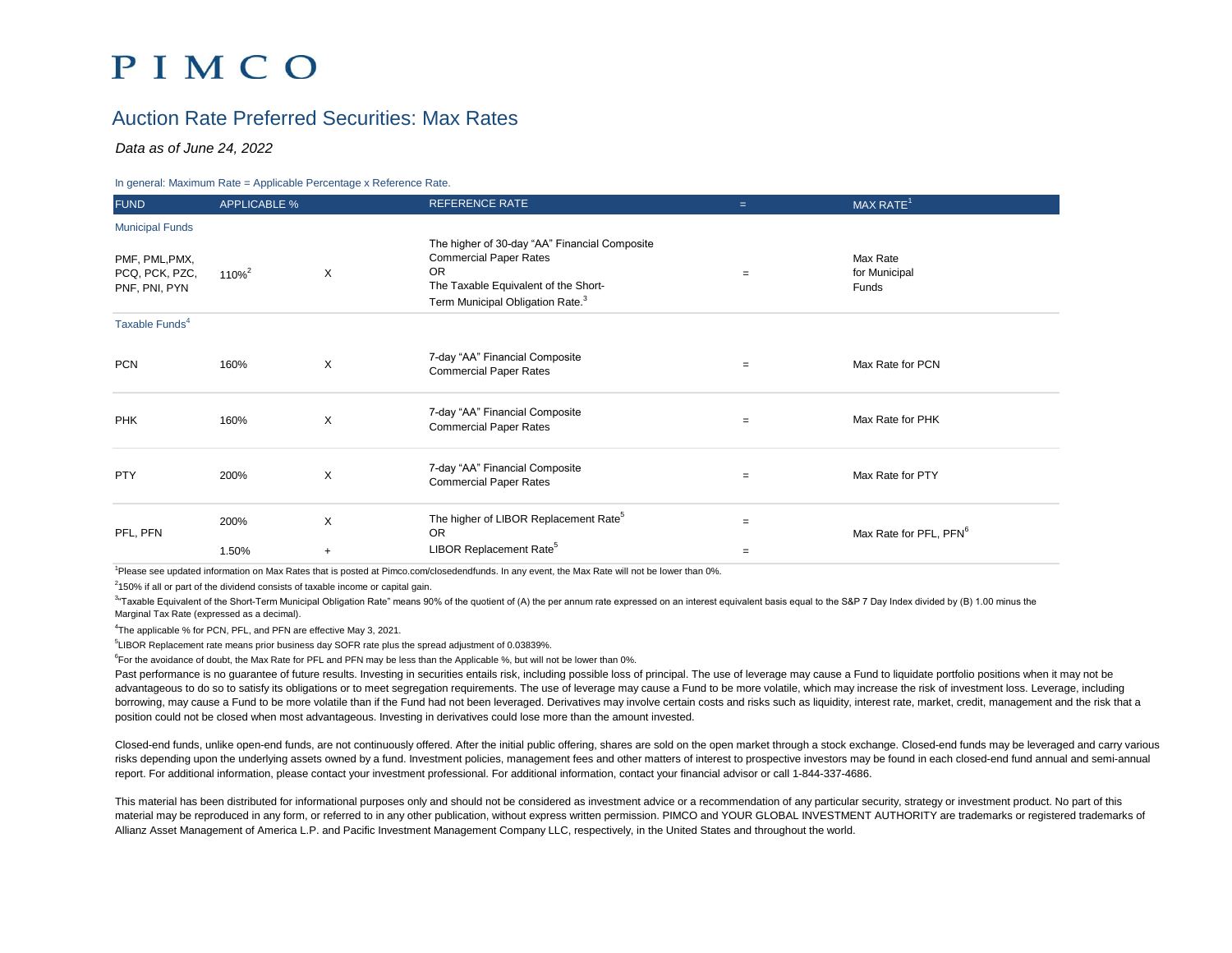# PIMCO

## Auction Rate Preferred Securities: Max Rates

*Data as of June 24, 2022*

In general: Maximum Rate = Applicable Percentage x Reference Rate.

| FUND | APPLICABLE % | | REFERENCE RATE | = | MAX RATE[1] |
|---|---|---|---|---|---|
| **Municipal Funds** | | | | | |
| PMF, PML,PMX, PCQ, PCK, PZC, PNF, PNI, PYN | 110%[2] | X | The higher of 30-day "AA" Financial Composite Commercial Paper Rates OR The Taxable Equivalent of the Short-Term Municipal Obligation Rate.[3] | = | Max Rate for Municipal Funds |
| **Taxable Funds[4]** | | | | | |
| PCN | 160% | X | 7-day "AA" Financial Composite Commercial Paper Rates | = | Max Rate for PCN |
| PHK | 160% | X | 7-day "AA" Financial Composite Commercial Paper Rates | = | Max Rate for PHK |
| PTY | 200% | X | 7-day "AA" Financial Composite Commercial Paper Rates | = | Max Rate for PTY |
| PFL, PFN | 200% | X | The higher of LIBOR Replacement Rate[5] | = | Max Rate for PFL, PFN[6] |
| | | | OR | | |
| | 1.50% | + | LIBOR Replacement Rate[5] | = | |

[1]Please see updated information on Max Rates that is posted at Pimco.com/closedendfunds. In any event, the Max Rate will not be lower than 0%.

[2]150% if all or part of the dividend consists of taxable income or capital gain.

[3]"Taxable Equivalent of the Short-Term Municipal Obligation Rate" means 90% of the quotient of (A) the per annum rate expressed on an interest equivalent basis equal to the S&P 7 Day Index divided by (B) 1.00 minus the Marginal Tax Rate (expressed as a decimal).

[4]The applicable % for PCN, PFL, and PFN are effective May 3, 2021.

[5]LIBOR Replacement rate means prior business day SOFR rate plus the spread adjustment of 0.03839%.

[6]For the avoidance of doubt, the Max Rate for PFL and PFN may be less than the Applicable %, but will not be lower than 0%.

Past performance is no guarantee of future results. Investing in securities entails risk, including possible loss of principal. The use of leverage may cause a Fund to liquidate portfolio positions when it may not be advantageous to do so to satisfy its obligations or to meet segregation requirements. The use of leverage may cause a Fund to be more volatile, which may increase the risk of investment loss. Leverage, including borrowing, may cause a Fund to be more volatile than if the Fund had not been leveraged. Derivatives may involve certain costs and risks such as liquidity, interest rate, market, credit, management and the risk that a position could not be closed when most advantageous. Investing in derivatives could lose more than the amount invested.

Closed-end funds, unlike open-end funds, are not continuously offered. After the initial public offering, shares are sold on the open market through a stock exchange. Closed-end funds may be leveraged and carry various risks depending upon the underlying assets owned by a fund. Investment policies, management fees and other matters of interest to prospective investors may be found in each closed-end fund annual and semi-annual report. For additional information, please contact your investment professional. For additional information, contact your financial advisor or call 1-844-337-4686.

This material has been distributed for informational purposes only and should not be considered as investment advice or a recommendation of any particular security, strategy or investment product. No part of this material may be reproduced in any form, or referred to in any other publication, without express written permission. PIMCO and YOUR GLOBAL INVESTMENT AUTHORITY are trademarks or registered trademarks of Allianz Asset Management of America L.P. and Pacific Investment Management Company LLC, respectively, in the United States and throughout the world.